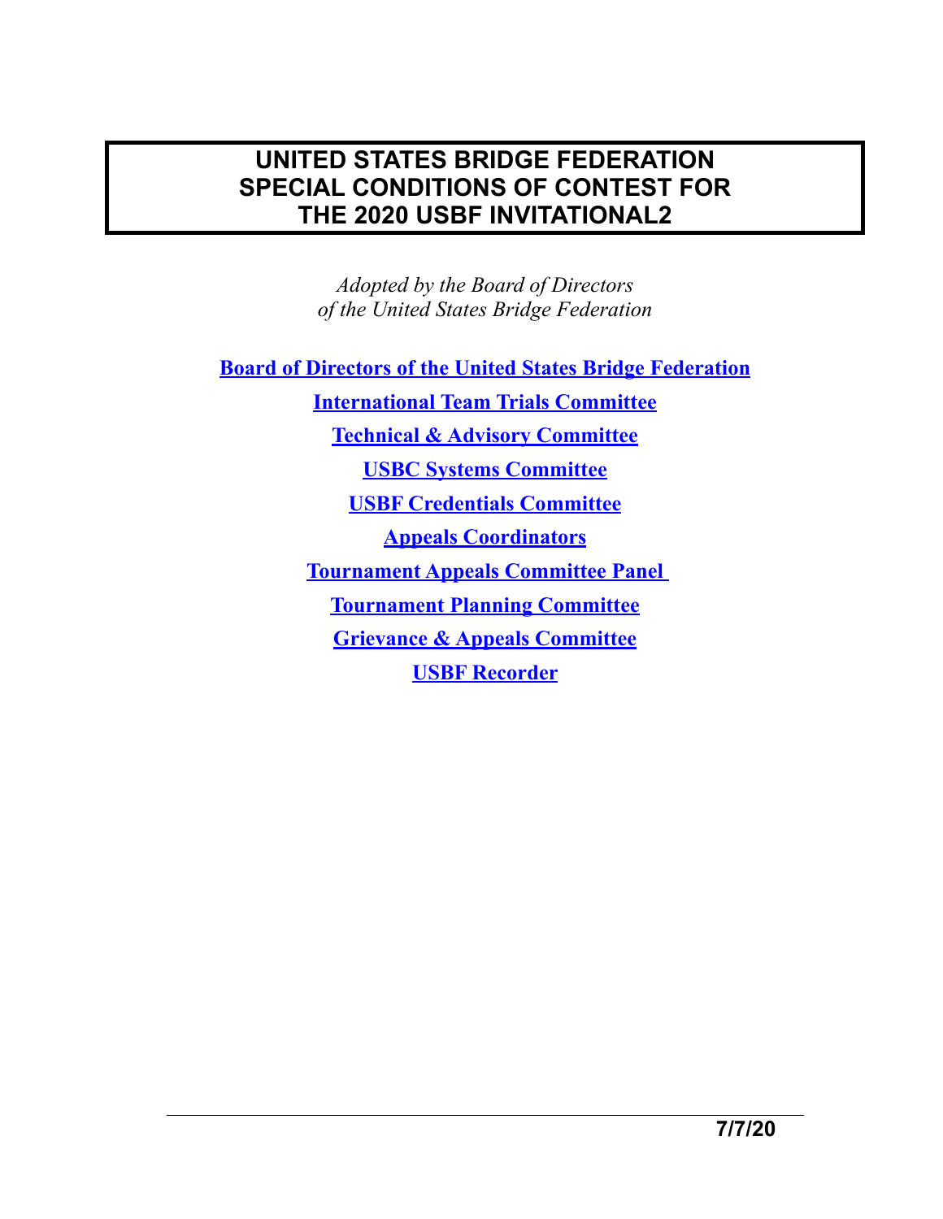# UNITED STATES BRIDGE FEDERATION SPECIAL CONDITIONS OF CONTEST FOR THE 2020 USBF INVITATIONAL2

*Adopted by the Board of Directors of the United States Bridge Federation*

**Board of Directors of the United States Bridge Federation**

**International Team Trials Committee**

**Technical & Advisory Committee**

**USBC Systems Committee**

**USBF Credentials Committee**

**Appeals Coordinators**

**Tournament Appeals Committee Panel**

**Tournament Planning Committee**

**Grievance & Appeals Committee**

**USBF Recorder**

**7/7/20**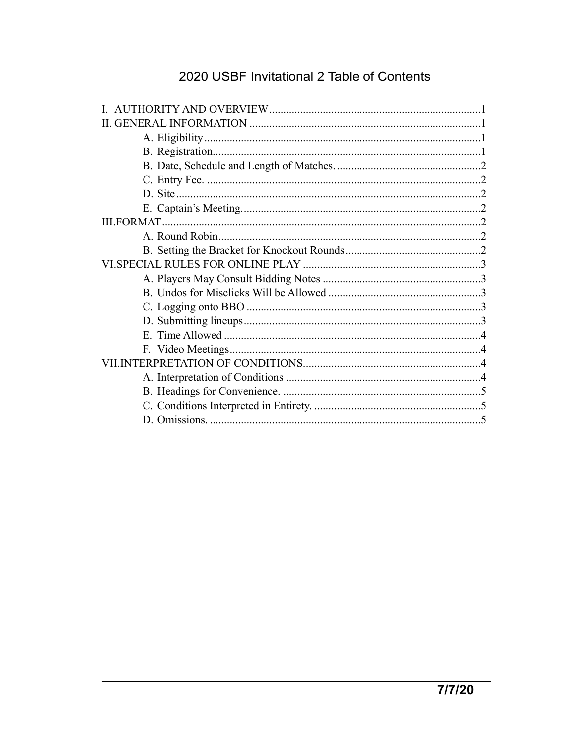# 2020 USBF Invitational 2 Table of Contents

I. AUTHORITY AND OVERVIEW ..........................................................................1
II. GENERAL INFORMATION ...........................................................................1
- A. Eligibility ..........................................................................................1
- B. Registration ......................................................................................1
- B. Date, Schedule and Length of Matches. ......................................................2
- C. Entry Fee. ........................................................................................2
- D. Site ...............................................................................................2
- E. Captain's Meeting. ...............................................................................2

III.FORMAT ..................................................................................................2
- A. Round Robin .......................................................................................2
- B. Setting the Bracket for Knockout Rounds ....................................................2

VI.SPECIAL RULES FOR ONLINE PLAY ..............................................................3
- A. Players May Consult Bidding Notes ...........................................................3
- B. Undos for Misclicks Will be Allowed ..........................................................3
- C. Logging onto BBO .................................................................................3
- D. Submitting lineups ...............................................................................3
- E. Time Allowed ......................................................................................4
- F. Video Meetings ....................................................................................4

VII.INTERPRETATION OF CONDITIONS .............................................................4
- A. Interpretation of Conditions ....................................................................4
- B. Headings for Convenience. ......................................................................5
- C. Conditions Interpreted in Entirety. ...........................................................5
- D. Omissions. .........................................................................................5

7/7/20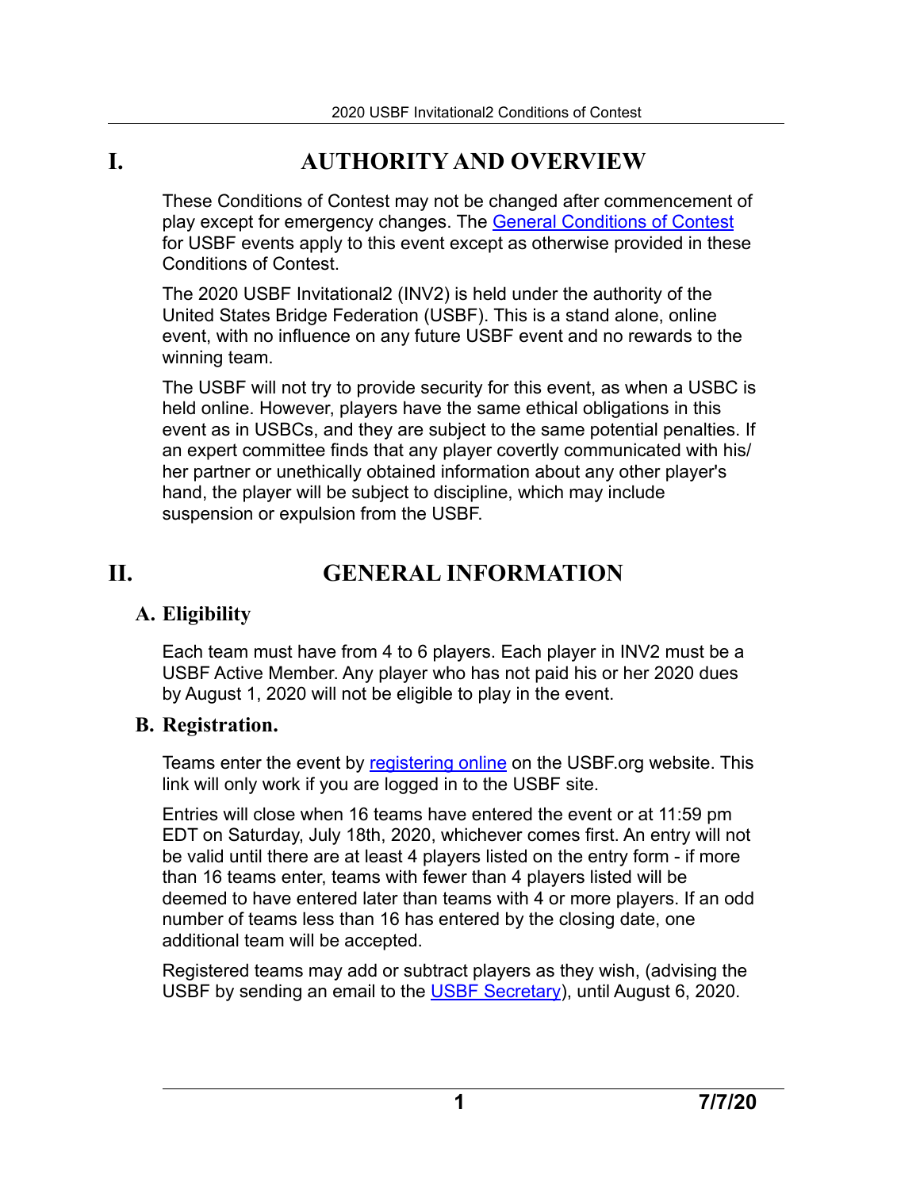# I. AUTHORITY AND OVERVIEW

These Conditions of Contest may not be changed after commencement of play except for emergency changes. The General Conditions of Contest for USBF events apply to this event except as otherwise provided in these Conditions of Contest.

The 2020 USBF Invitational2 (INV2) is held under the authority of the United States Bridge Federation (USBF). This is a stand alone, online event, with no influence on any future USBF event and no rewards to the winning team.

The USBF will not try to provide security for this event, as when a USBC is held online. However, players have the same ethical obligations in this event as in USBCs, and they are subject to the same potential penalties. If an expert committee finds that any player covertly communicated with his/her partner or unethically obtained information about any other player's hand, the player will be subject to discipline, which may include suspension or expulsion from the USBF.

# II. GENERAL INFORMATION

## A. Eligibility

Each team must have from 4 to 6 players. Each player in INV2 must be a USBF Active Member. Any player who has not paid his or her 2020 dues by August 1, 2020 will not be eligible to play in the event.

## B. Registration.

Teams enter the event by registering online on the USBF.org website. This link will only work if you are logged in to the USBF site.

Entries will close when 16 teams have entered the event or at 11:59 pm EDT on Saturday, July 18th, 2020, whichever comes first. An entry will not be valid until there are at least 4 players listed on the entry form - if more than 16 teams enter, teams with fewer than 4 players listed will be deemed to have entered later than teams with 4 or more players. If an odd number of teams less than 16 has entered by the closing date, one additional team will be accepted.

Registered teams may add or subtract players as they wish, (advising the USBF by sending an email to the USBF Secretary), until August 6, 2020.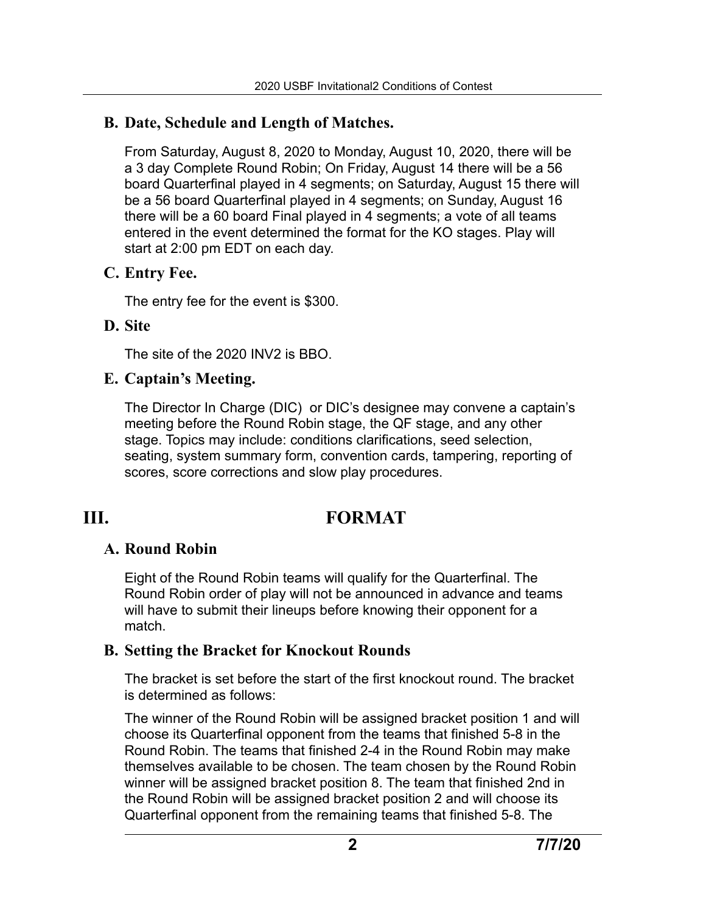### B. Date, Schedule and Length of Matches.

From Saturday, August 8, 2020 to Monday, August 10, 2020, there will be a 3 day Complete Round Robin; On Friday, August 14 there will be a 56 board Quarterfinal played in 4 segments; on Saturday, August 15 there will be a 56 board Quarterfinal played in 4 segments; on Sunday, August 16 there will be a 60 board Final played in 4 segments; a vote of all teams entered in the event determined the format for the KO stages. Play will start at 2:00 pm EDT on each day.

### C. Entry Fee.

The entry fee for the event is $300.

### D. Site

The site of the 2020 INV2 is BBO.

### E. Captain's Meeting.

The Director In Charge (DIC) or DIC's designee may convene a captain's meeting before the Round Robin stage, the QF stage, and any other stage. Topics may include: conditions clarifications, seed selection, seating, system summary form, convention cards, tampering, reporting of scores, score corrections and slow play procedures.

## III. FORMAT

### A. Round Robin

Eight of the Round Robin teams will qualify for the Quarterfinal. The Round Robin order of play will not be announced in advance and teams will have to submit their lineups before knowing their opponent for a match.

### B. Setting the Bracket for Knockout Rounds

The bracket is set before the start of the first knockout round. The bracket is determined as follows:

The winner of the Round Robin will be assigned bracket position 1 and will choose its Quarterfinal opponent from the teams that finished 5-8 in the Round Robin. The teams that finished 2-4 in the Round Robin may make themselves available to be chosen. The team chosen by the Round Robin winner will be assigned bracket position 8. The team that finished 2nd in the Round Robin will be assigned bracket position 2 and will choose its Quarterfinal opponent from the remaining teams that finished 5-8. The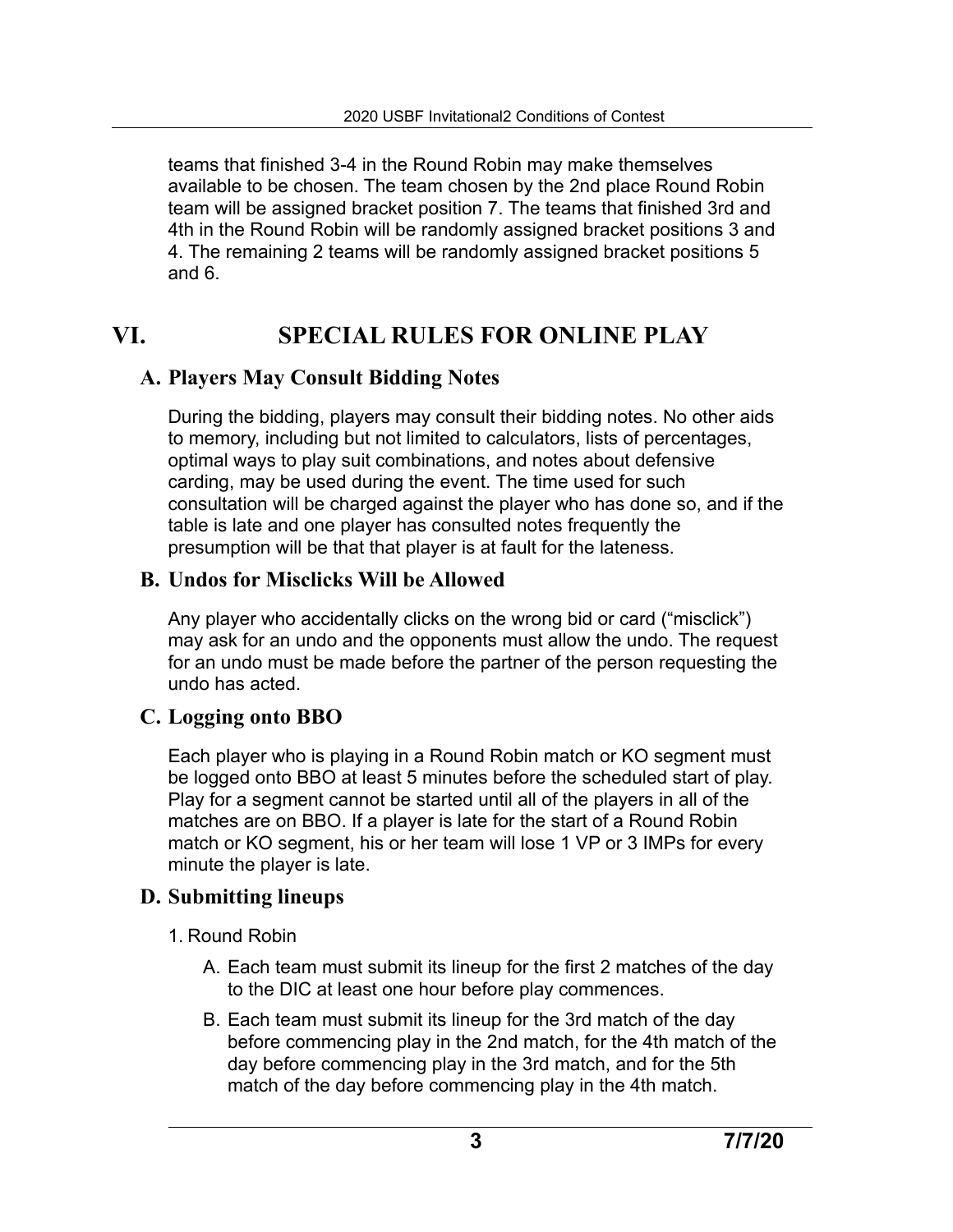teams that finished 3-4 in the Round Robin may make themselves available to be chosen. The team chosen by the 2nd place Round Robin team will be assigned bracket position 7. The teams that finished 3rd and 4th in the Round Robin will be randomly assigned bracket positions 3 and 4. The remaining 2 teams will be randomly assigned bracket positions 5 and 6.

# VI. SPECIAL RULES FOR ONLINE PLAY

## A. Players May Consult Bidding Notes

During the bidding, players may consult their bidding notes. No other aids to memory, including but not limited to calculators, lists of percentages, optimal ways to play suit combinations, and notes about defensive carding, may be used during the event. The time used for such consultation will be charged against the player who has done so, and if the table is late and one player has consulted notes frequently the presumption will be that that player is at fault for the lateness.

## B. Undos for Misclicks Will be Allowed

Any player who accidentally clicks on the wrong bid or card ("misclick") may ask for an undo and the opponents must allow the undo. The request for an undo must be made before the partner of the person requesting the undo has acted.

## C. Logging onto BBO

Each player who is playing in a Round Robin match or KO segment must be logged onto BBO at least 5 minutes before the scheduled start of play. Play for a segment cannot be started until all of the players in all of the matches are on BBO. If a player is late for the start of a Round Robin match or KO segment, his or her team will lose 1 VP or 3 IMPs for every minute the player is late.

## D. Submitting lineups

1. Round Robin

   A. Each team must submit its lineup for the first 2 matches of the day to the DIC at least one hour before play commences.

   B. Each team must submit its lineup for the 3rd match of the day before commencing play in the 2nd match, for the 4th match of the day before commencing play in the 3rd match, and for the 5th match of the day before commencing play in the 4th match.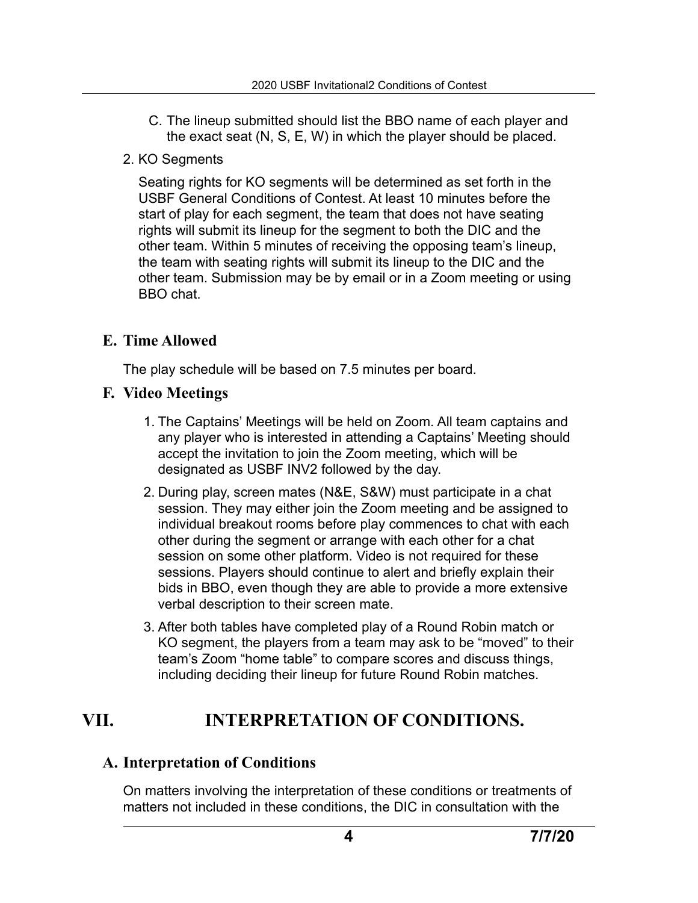C. The lineup submitted should list the BBO name of each player and the exact seat (N, S, E, W) in which the player should be placed.

2. KO Segments

Seating rights for KO segments will be determined as set forth in the USBF General Conditions of Contest. At least 10 minutes before the start of play for each segment, the team that does not have seating rights will submit its lineup for the segment to both the DIC and the other team. Within 5 minutes of receiving the opposing team's lineup, the team with seating rights will submit its lineup to the DIC and the other team. Submission may be by email or in a Zoom meeting or using BBO chat.

### E. Time Allowed

The play schedule will be based on 7.5 minutes per board.

### F. Video Meetings

1. The Captains' Meetings will be held on Zoom. All team captains and any player who is interested in attending a Captains' Meeting should accept the invitation to join the Zoom meeting, which will be designated as USBF INV2 followed by the day.
2. During play, screen mates (N&E, S&W) must participate in a chat session. They may either join the Zoom meeting and be assigned to individual breakout rooms before play commences to chat with each other during the segment or arrange with each other for a chat session on some other platform. Video is not required for these sessions. Players should continue to alert and briefly explain their bids in BBO, even though they are able to provide a more extensive verbal description to their screen mate.
3. After both tables have completed play of a Round Robin match or KO segment, the players from a team may ask to be "moved" to their team's Zoom "home table" to compare scores and discuss things, including deciding their lineup for future Round Robin matches.

## VII. INTERPRETATION OF CONDITIONS.

### A. Interpretation of Conditions

On matters involving the interpretation of these conditions or treatments of matters not included in these conditions, the DIC in consultation with the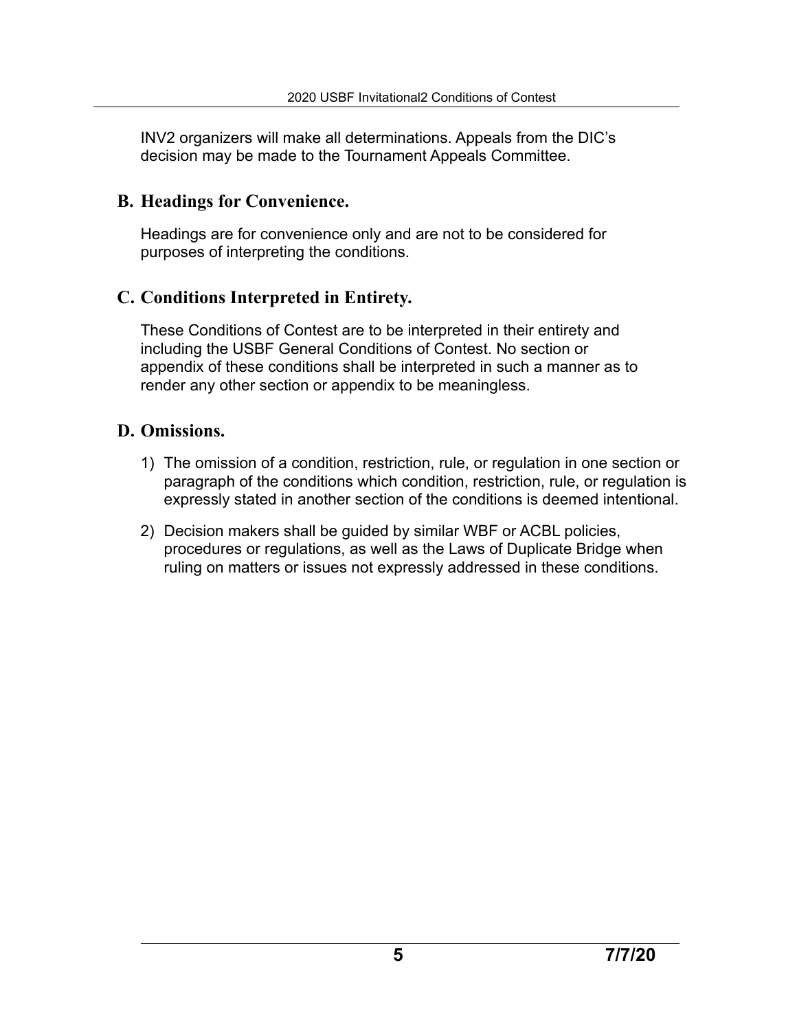INV2 organizers will make all determinations. Appeals from the DIC's decision may be made to the Tournament Appeals Committee.

## B. Headings for Convenience.

Headings are for convenience only and are not to be considered for purposes of interpreting the conditions.

## C. Conditions Interpreted in Entirety.

These Conditions of Contest are to be interpreted in their entirety and including the USBF General Conditions of Contest. No section or appendix of these conditions shall be interpreted in such a manner as to render any other section or appendix to be meaningless.

## D. Omissions.

1) The omission of a condition, restriction, rule, or regulation in one section or paragraph of the conditions which condition, restriction, rule, or regulation is expressly stated in another section of the conditions is deemed intentional.

2) Decision makers shall be guided by similar WBF or ACBL policies, procedures or regulations, as well as the Laws of Duplicate Bridge when ruling on matters or issues not expressly addressed in these conditions.